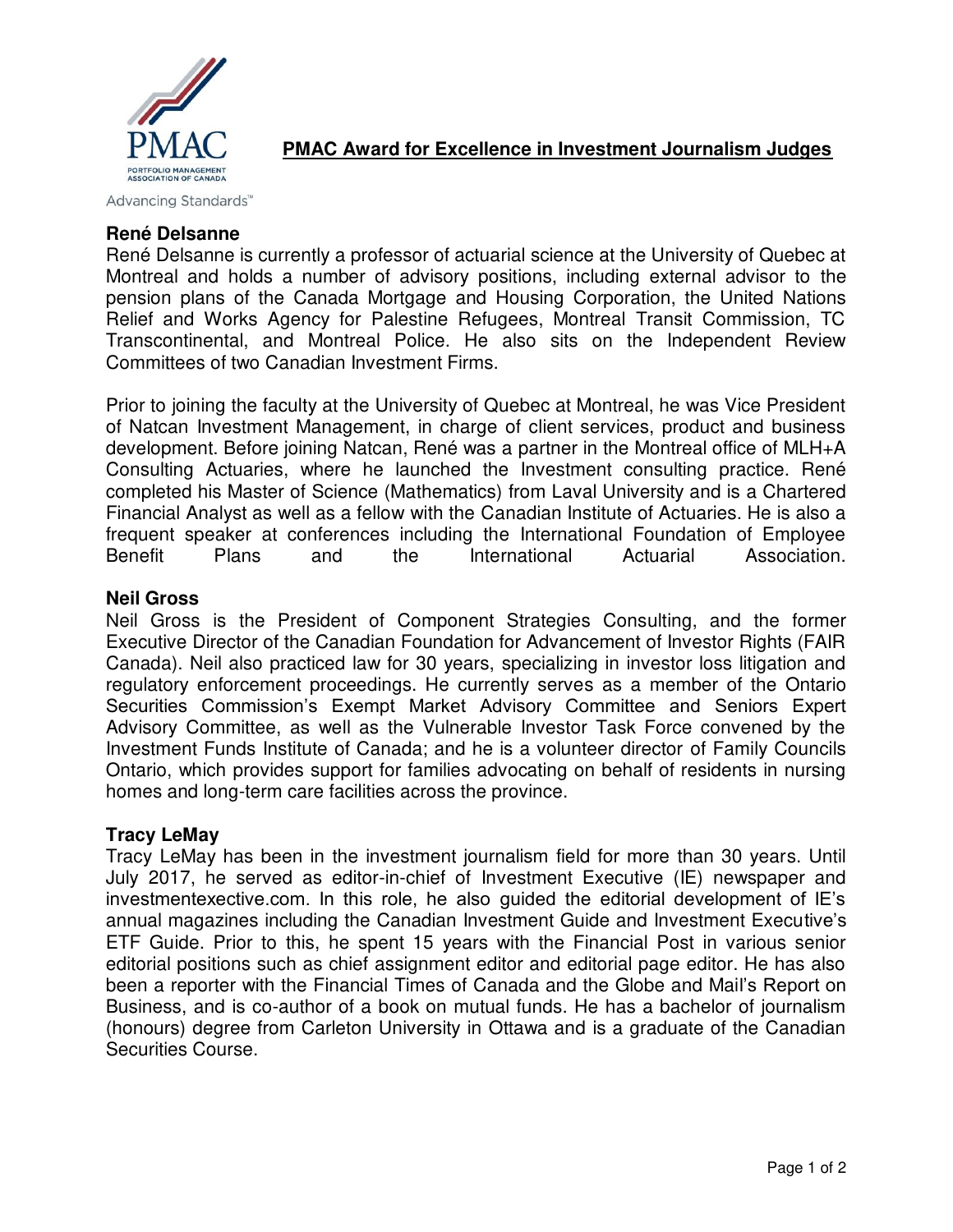PMAC
PORTFOLIO MANAGEMENT ASSOCIATION OF CANADA
Advancing Standards™

# PMAC Award for Excellence in Investment Journalism Judges

### René Delsanne

René Delsanne is currently a professor of actuarial science at the University of Quebec at Montreal and holds a number of advisory positions, including external advisor to the pension plans of the Canada Mortgage and Housing Corporation, the United Nations Relief and Works Agency for Palestine Refugees, Montreal Transit Commission, TC Transcontinental, and Montreal Police. He also sits on the Independent Review Committees of two Canadian Investment Firms.

Prior to joining the faculty at the University of Quebec at Montreal, he was Vice President of Natcan Investment Management, in charge of client services, product and business development. Before joining Natcan, René was a partner in the Montreal office of MLH+A Consulting Actuaries, where he launched the Investment consulting practice. René completed his Master of Science (Mathematics) from Laval University and is a Chartered Financial Analyst as well as a fellow with the Canadian Institute of Actuaries. He is also a frequent speaker at conferences including the International Foundation of Employee Benefit Plans and the International Actuarial Association.

### Neil Gross

Neil Gross is the President of Component Strategies Consulting, and the former Executive Director of the Canadian Foundation for Advancement of Investor Rights (FAIR Canada). Neil also practiced law for 30 years, specializing in investor loss litigation and regulatory enforcement proceedings. He currently serves as a member of the Ontario Securities Commission's Exempt Market Advisory Committee and Seniors Expert Advisory Committee, as well as the Vulnerable Investor Task Force convened by the Investment Funds Institute of Canada; and he is a volunteer director of Family Councils Ontario, which provides support for families advocating on behalf of residents in nursing homes and long-term care facilities across the province.

### Tracy LeMay

Tracy LeMay has been in the investment journalism field for more than 30 years. Until July 2017, he served as editor-in-chief of Investment Executive (IE) newspaper and investmentexective.com. In this role, he also guided the editorial development of IE's annual magazines including the Canadian Investment Guide and Investment Executive's ETF Guide. Prior to this, he spent 15 years with the Financial Post in various senior editorial positions such as chief assignment editor and editorial page editor. He has also been a reporter with the Financial Times of Canada and the Globe and Mail's Report on Business, and is co-author of a book on mutual funds. He has a bachelor of journalism (honours) degree from Carleton University in Ottawa and is a graduate of the Canadian Securities Course.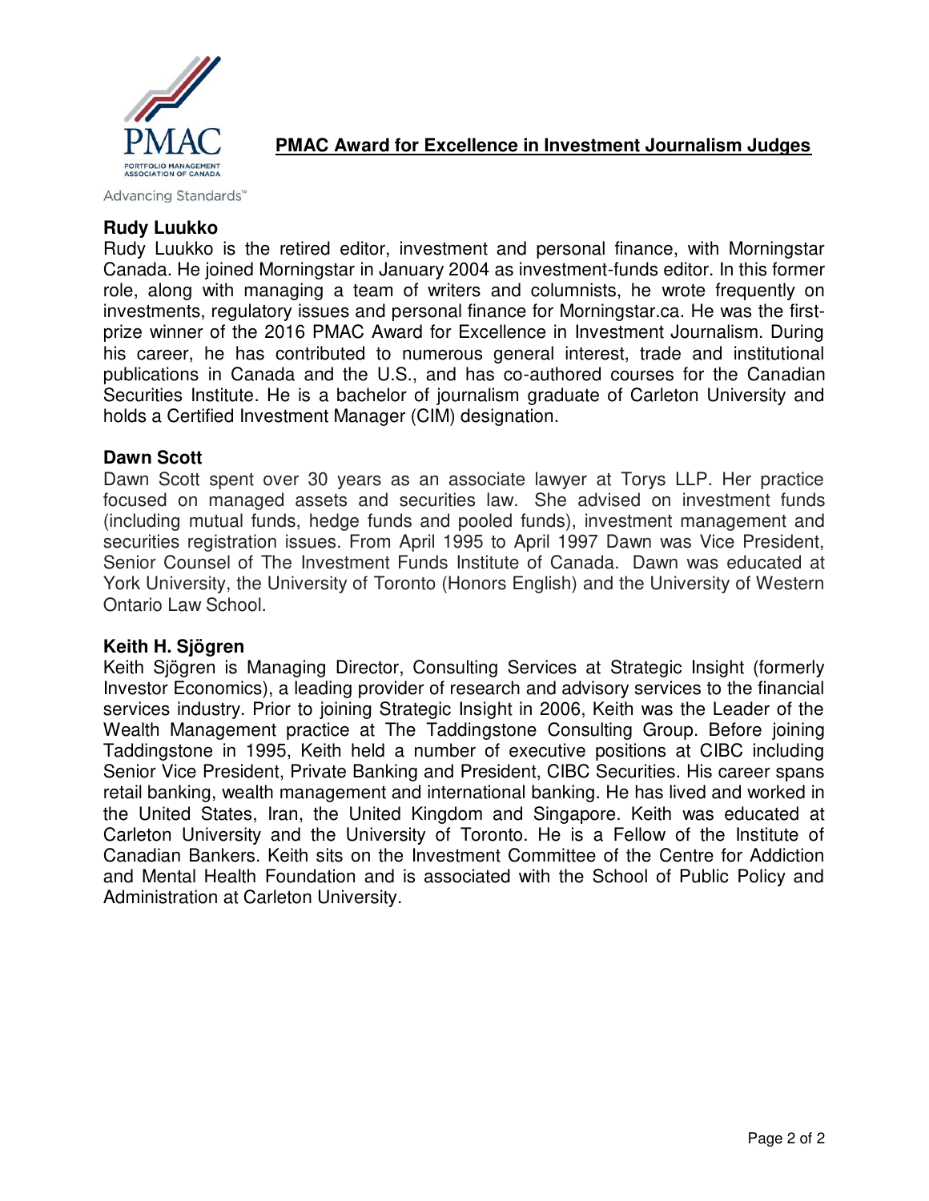PMAC
PORTFOLIO MANAGEMENT ASSOCIATION OF CANADA
Advancing Standards™

# PMAC Award for Excellence in Investment Journalism Judges

## Rudy Luukko

Rudy Luukko is the retired editor, investment and personal finance, with Morningstar Canada. He joined Morningstar in January 2004 as investment-funds editor. In this former role, along with managing a team of writers and columnists, he wrote frequently on investments, regulatory issues and personal finance for Morningstar.ca. He was the first-prize winner of the 2016 PMAC Award for Excellence in Investment Journalism. During his career, he has contributed to numerous general interest, trade and institutional publications in Canada and the U.S., and has co-authored courses for the Canadian Securities Institute. He is a bachelor of journalism graduate of Carleton University and holds a Certified Investment Manager (CIM) designation.

## Dawn Scott

Dawn Scott spent over 30 years as an associate lawyer at Torys LLP. Her practice focused on managed assets and securities law. She advised on investment funds (including mutual funds, hedge funds and pooled funds), investment management and securities registration issues. From April 1995 to April 1997 Dawn was Vice President, Senior Counsel of The Investment Funds Institute of Canada. Dawn was educated at York University, the University of Toronto (Honors English) and the University of Western Ontario Law School.

## Keith H. Sjögren

Keith Sjögren is Managing Director, Consulting Services at Strategic Insight (formerly Investor Economics), a leading provider of research and advisory services to the financial services industry. Prior to joining Strategic Insight in 2006, Keith was the Leader of the Wealth Management practice at The Taddingstone Consulting Group. Before joining Taddingstone in 1995, Keith held a number of executive positions at CIBC including Senior Vice President, Private Banking and President, CIBC Securities. His career spans retail banking, wealth management and international banking. He has lived and worked in the United States, Iran, the United Kingdom and Singapore. Keith was educated at Carleton University and the University of Toronto. He is a Fellow of the Institute of Canadian Bankers. Keith sits on the Investment Committee of the Centre for Addiction and Mental Health Foundation and is associated with the School of Public Policy and Administration at Carleton University.